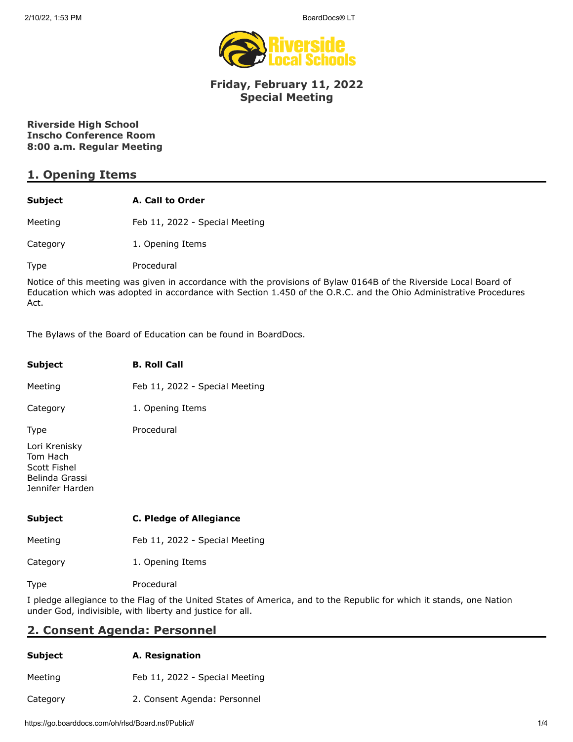**Friday, February 11, 2022**
**Special Meeting**

**Riverside High School**
**Inscho Conference Room**
**8:00 a.m. Regular Meeting**

## 1. Opening Items

| | |
|---|---|
| **Subject** | **A. Call to Order** |
| Meeting | Feb 11, 2022 - Special Meeting |
| Category | 1. Opening Items |
| Type | Procedural |

Notice of this meeting was given in accordance with the provisions of Bylaw 0164B of the Riverside Local Board of Education which was adopted in accordance with Section 1.450 of the O.R.C. and the Ohio Administrative Procedures Act.

The Bylaws of the Board of Education can be found in BoardDocs.

| | |
|---|---|
| **Subject** | **B. Roll Call** |
| Meeting | Feb 11, 2022 - Special Meeting |
| Category | 1. Opening Items |
| Type | Procedural |

Lori Krenisky
Tom Hach
Scott Fishel
Belinda Grassi
Jennifer Harden

| | |
|---|---|
| **Subject** | **C. Pledge of Allegiance** |
| Meeting | Feb 11, 2022 - Special Meeting |
| Category | 1. Opening Items |
| Type | Procedural |

I pledge allegiance to the Flag of the United States of America, and to the Republic for which it stands, one Nation under God, indivisible, with liberty and justice for all.

## 2. Consent Agenda: Personnel

| | |
|---|---|
| **Subject** | **A. Resignation** |
| Meeting | Feb 11, 2022 - Special Meeting |
| Category | 2. Consent Agenda: Personnel |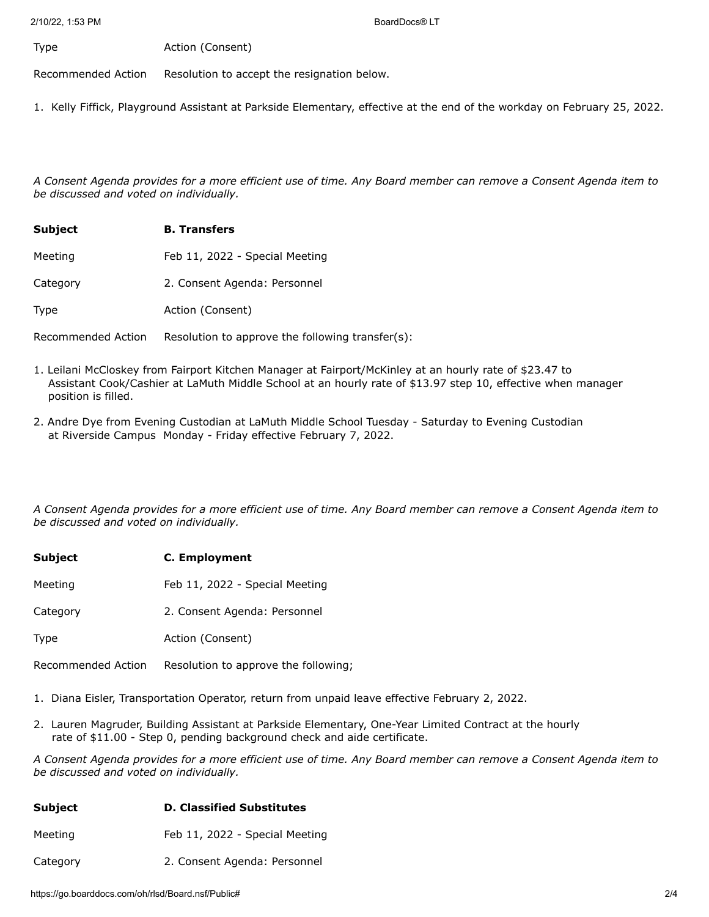| | |
|---|---|
| Type | Action (Consent) |
| Recommended Action | Resolution to accept the resignation below. |

1. Kelly Fiffick, Playground Assistant at Parkside Elementary, effective at the end of the workday on February 25, 2022.

*A Consent Agenda provides for a more efficient use of time. Any Board member can remove a Consent Agenda item to be discussed and voted on individually.*

| | |
|---|---|
| **Subject** | **B. Transfers** |
| Meeting | Feb 11, 2022 - Special Meeting |
| Category | 2. Consent Agenda: Personnel |
| Type | Action (Consent) |
| Recommended Action | Resolution to approve the following transfer(s): |

1. Leilani McCloskey from Fairport Kitchen Manager at Fairport/McKinley at an hourly rate of $23.47 to Assistant Cook/Cashier at LaMuth Middle School at an hourly rate of $13.97 step 10, effective when manager position is filled.
2. Andre Dye from Evening Custodian at LaMuth Middle School Tuesday - Saturday to Evening Custodian at Riverside Campus Monday - Friday effective February 7, 2022.

*A Consent Agenda provides for a more efficient use of time. Any Board member can remove a Consent Agenda item to be discussed and voted on individually.*

| | |
|---|---|
| **Subject** | **C. Employment** |
| Meeting | Feb 11, 2022 - Special Meeting |
| Category | 2. Consent Agenda: Personnel |
| Type | Action (Consent) |
| Recommended Action | Resolution to approve the following; |

1. Diana Eisler, Transportation Operator, return from unpaid leave effective February 2, 2022.
2. Lauren Magruder, Building Assistant at Parkside Elementary, One-Year Limited Contract at the hourly rate of $11.00 - Step 0, pending background check and aide certificate.

*A Consent Agenda provides for a more efficient use of time. Any Board member can remove a Consent Agenda item to be discussed and voted on individually.*

| | |
|---|---|
| **Subject** | **D. Classified Substitutes** |
| Meeting | Feb 11, 2022 - Special Meeting |
| Category | 2. Consent Agenda: Personnel |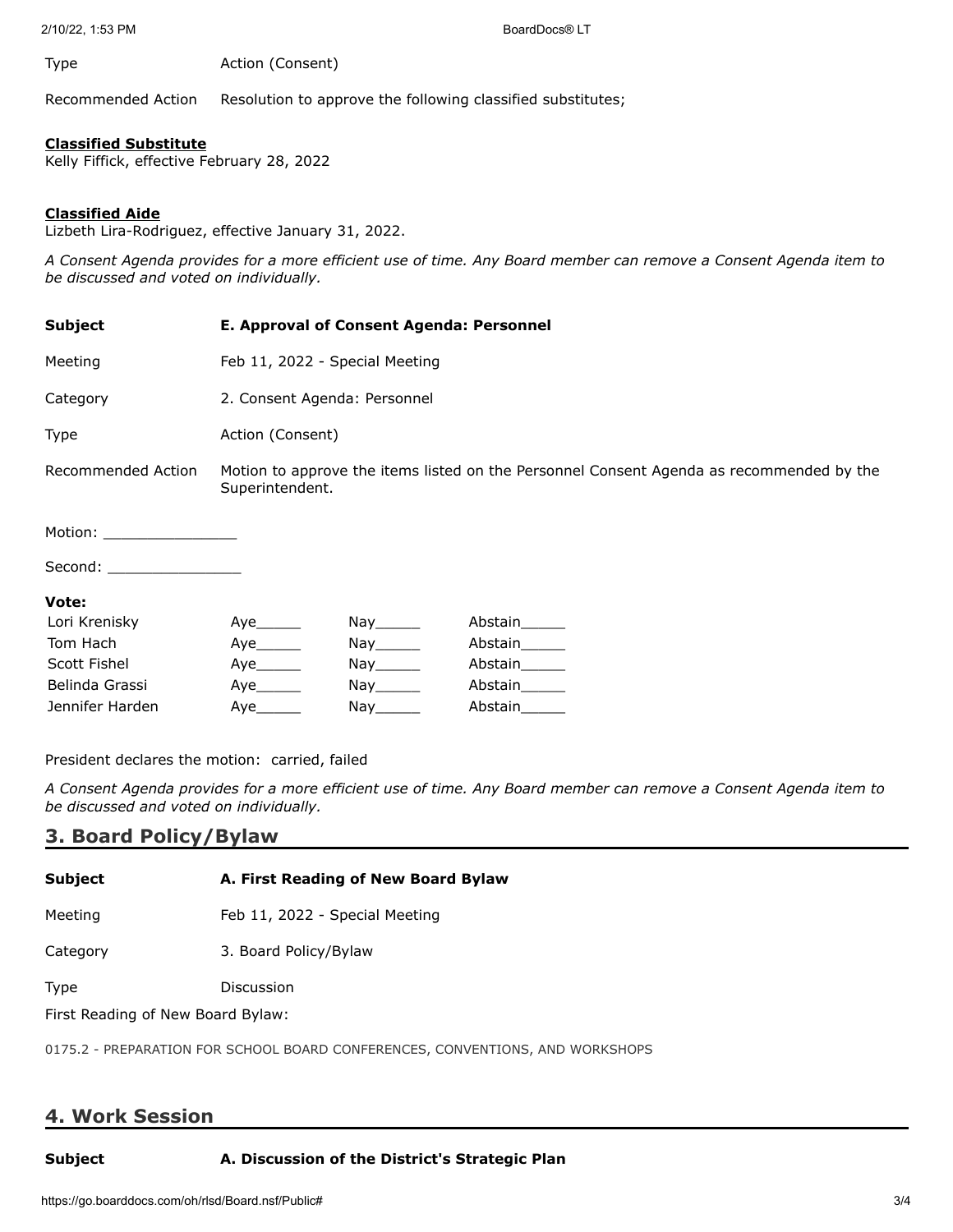Type Action (Consent)

Recommended Action Resolution to approve the following classified substitutes;

**Classified Substitute**
Kelly Fiffick, effective February 28, 2022

**Classified Aide**
Lizbeth Lira-Rodriguez, effective January 31, 2022.

*A Consent Agenda provides for a more efficient use of time. Any Board member can remove a Consent Agenda item to be discussed and voted on individually.*

| | |
|---|---|
| **Subject** | **E. Approval of Consent Agenda: Personnel** |
| Meeting | Feb 11, 2022 - Special Meeting |
| Category | 2. Consent Agenda: Personnel |
| Type | Action (Consent) |
| Recommended Action | Motion to approve the items listed on the Personnel Consent Agenda as recommended by the Superintendent. |

Motion: _______________

Second: _______________

**Vote:**

| | | | |
|---|---|---|---|
| Lori Krenisky | Aye_____ | Nay_____ | Abstain_____ |
| Tom Hach | Aye_____ | Nay_____ | Abstain_____ |
| Scott Fishel | Aye_____ | Nay_____ | Abstain_____ |
| Belinda Grassi | Aye_____ | Nay_____ | Abstain_____ |
| Jennifer Harden | Aye_____ | Nay_____ | Abstain_____ |

President declares the motion: carried, failed

*A Consent Agenda provides for a more efficient use of time. Any Board member can remove a Consent Agenda item to be discussed and voted on individually.*

## 3. Board Policy/Bylaw

| | |
|---|---|
| **Subject** | **A. First Reading of New Board Bylaw** |
| Meeting | Feb 11, 2022 - Special Meeting |
| Category | 3. Board Policy/Bylaw |
| Type | Discussion |

First Reading of New Board Bylaw:

0175.2 - PREPARATION FOR SCHOOL BOARD CONFERENCES, CONVENTIONS, AND WORKSHOPS

## 4. Work Session

| | |
|---|---|
| **Subject** | **A. Discussion of the District's Strategic Plan** |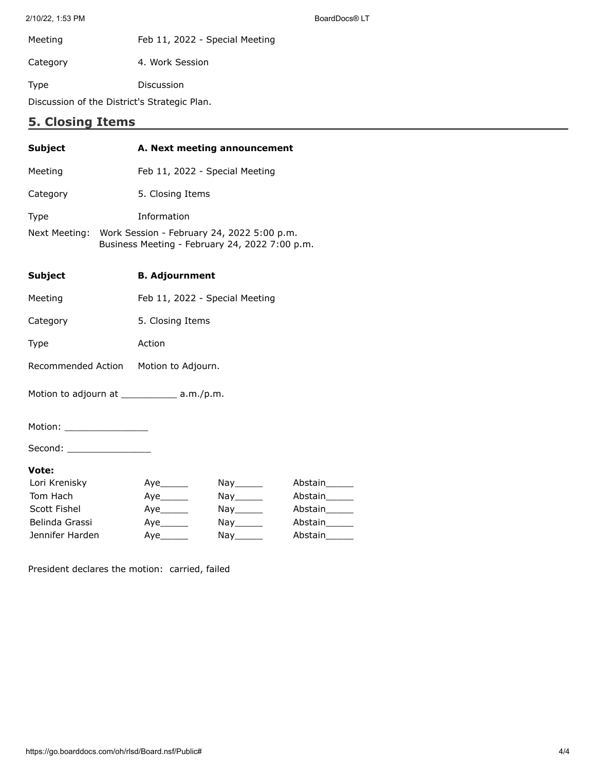| | |
|---|---|
| Meeting | Feb 11, 2022 - Special Meeting |
| Category | 4. Work Session |
| Type | Discussion |

Discussion of the District's Strategic Plan.

## 5. Closing Items

| | |
|---|---|
| **Subject** | **A. Next meeting announcement** |
| Meeting | Feb 11, 2022 - Special Meeting |
| Category | 5. Closing Items |
| Type | Information |

Next Meeting: Work Session - February 24, 2022 5:00 p.m.
Business Meeting - February 24, 2022 7:00 p.m.

| | |
|---|---|
| **Subject** | **B. Adjournment** |
| Meeting | Feb 11, 2022 - Special Meeting |
| Category | 5. Closing Items |
| Type | Action |
| Recommended Action | Motion to Adjourn. |

Motion to adjourn at __________ a.m./p.m.

Motion: _______________

Second: _______________

**Vote:**

| | | | |
|---|---|---|---|
| Lori Krenisky | Aye_____ | Nay_____ | Abstain_____ |
| Tom Hach | Aye_____ | Nay_____ | Abstain_____ |
| Scott Fishel | Aye_____ | Nay_____ | Abstain_____ |
| Belinda Grassi | Aye_____ | Nay_____ | Abstain_____ |
| Jennifer Harden | Aye_____ | Nay_____ | Abstain_____ |

President declares the motion: carried, failed